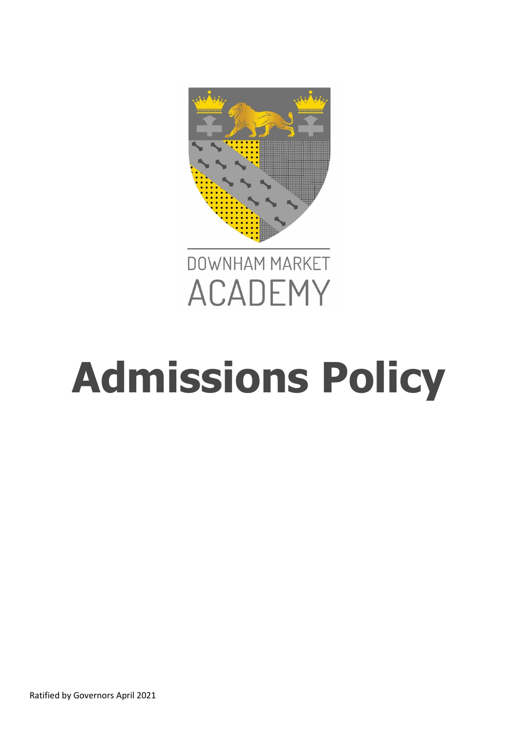DOWNHAM MARKET ACADEMY

# Admissions Policy

Ratified by Governors April 2021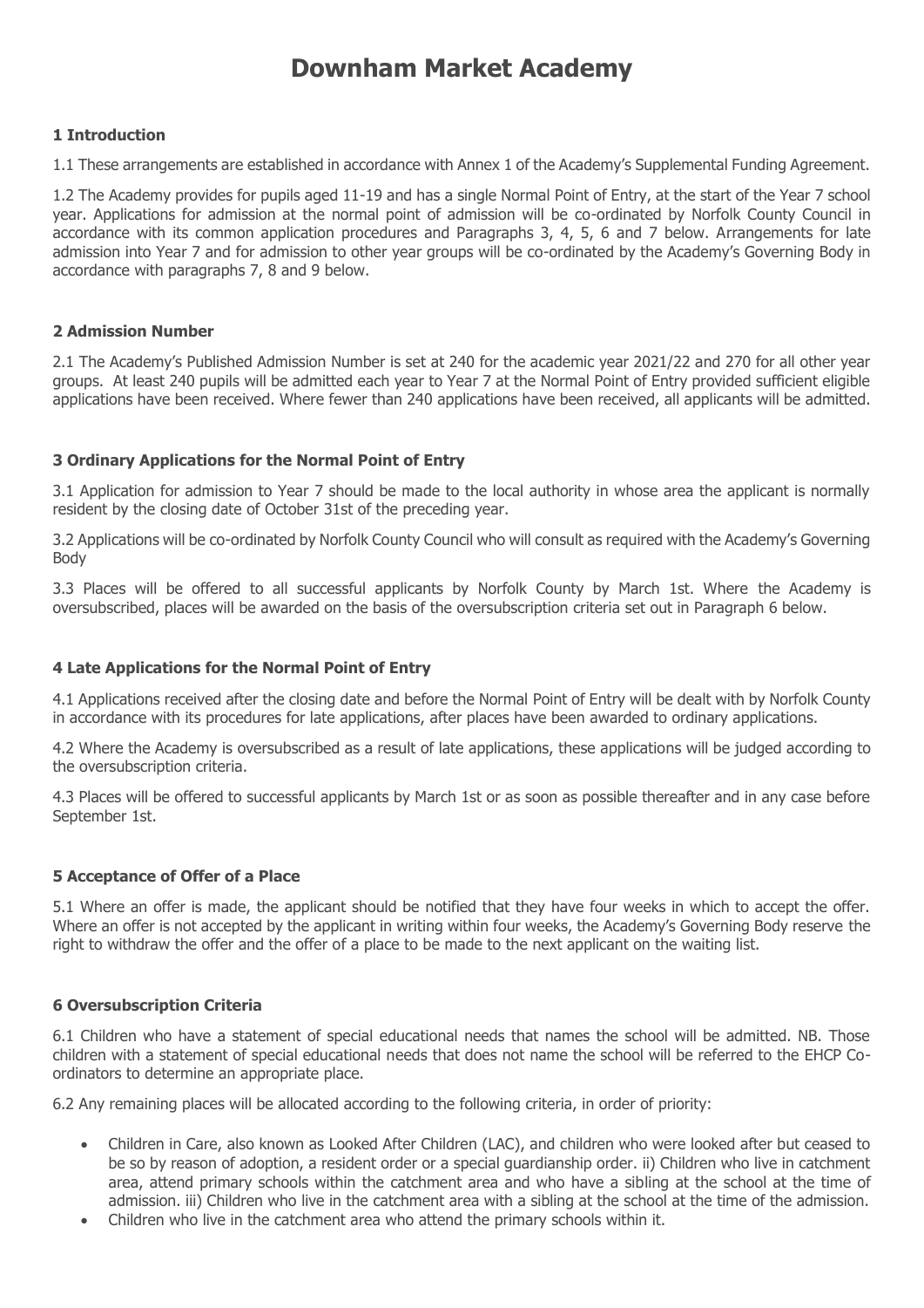# Downham Market Academy

### 1 Introduction

1.1 These arrangements are established in accordance with Annex 1 of the Academy's Supplemental Funding Agreement.

1.2 The Academy provides for pupils aged 11-19 and has a single Normal Point of Entry, at the start of the Year 7 school year. Applications for admission at the normal point of admission will be co-ordinated by Norfolk County Council in accordance with its common application procedures and Paragraphs 3, 4, 5, 6 and 7 below. Arrangements for late admission into Year 7 and for admission to other year groups will be co-ordinated by the Academy's Governing Body in accordance with paragraphs 7, 8 and 9 below.

### 2 Admission Number

2.1 The Academy's Published Admission Number is set at 240 for the academic year 2021/22 and 270 for all other year groups. At least 240 pupils will be admitted each year to Year 7 at the Normal Point of Entry provided sufficient eligible applications have been received. Where fewer than 240 applications have been received, all applicants will be admitted.

### 3 Ordinary Applications for the Normal Point of Entry

3.1 Application for admission to Year 7 should be made to the local authority in whose area the applicant is normally resident by the closing date of October 31st of the preceding year.

3.2 Applications will be co-ordinated by Norfolk County Council who will consult as required with the Academy's Governing Body

3.3 Places will be offered to all successful applicants by Norfolk County by March 1st. Where the Academy is oversubscribed, places will be awarded on the basis of the oversubscription criteria set out in Paragraph 6 below.

### 4 Late Applications for the Normal Point of Entry

4.1 Applications received after the closing date and before the Normal Point of Entry will be dealt with by Norfolk County in accordance with its procedures for late applications, after places have been awarded to ordinary applications.

4.2 Where the Academy is oversubscribed as a result of late applications, these applications will be judged according to the oversubscription criteria.

4.3 Places will be offered to successful applicants by March 1st or as soon as possible thereafter and in any case before September 1st.

### 5 Acceptance of Offer of a Place

5.1 Where an offer is made, the applicant should be notified that they have four weeks in which to accept the offer. Where an offer is not accepted by the applicant in writing within four weeks, the Academy's Governing Body reserve the right to withdraw the offer and the offer of a place to be made to the next applicant on the waiting list.

### 6 Oversubscription Criteria

6.1 Children who have a statement of special educational needs that names the school will be admitted. NB. Those children with a statement of special educational needs that does not name the school will be referred to the EHCP Co-ordinators to determine an appropriate place.

6.2 Any remaining places will be allocated according to the following criteria, in order of priority:

- Children in Care, also known as Looked After Children (LAC), and children who were looked after but ceased to be so by reason of adoption, a resident order or a special guardianship order. ii) Children who live in catchment area, attend primary schools within the catchment area and who have a sibling at the school at the time of admission. iii) Children who live in the catchment area with a sibling at the school at the time of the admission.
- Children who live in the catchment area who attend the primary schools within it.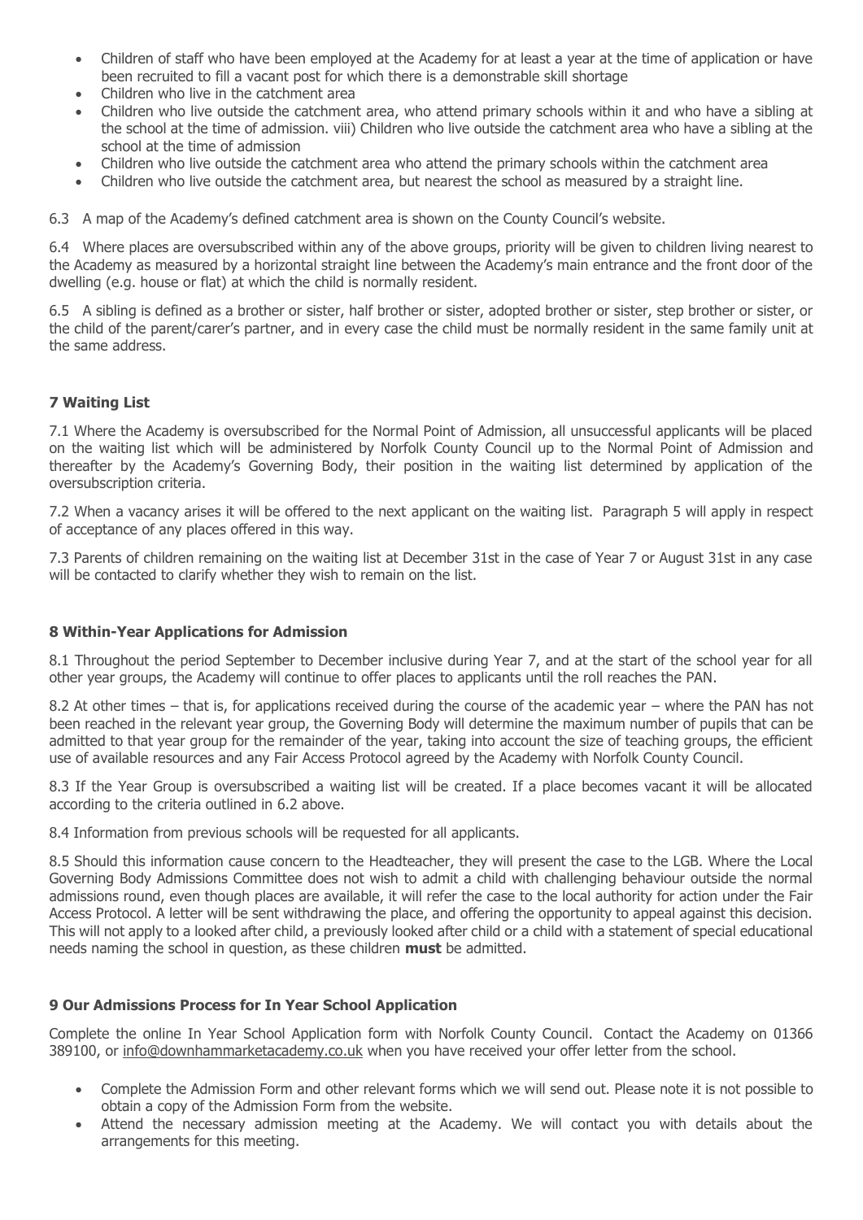- Children of staff who have been employed at the Academy for at least a year at the time of application or have been recruited to fill a vacant post for which there is a demonstrable skill shortage
- Children who live in the catchment area
- Children who live outside the catchment area, who attend primary schools within it and who have a sibling at the school at the time of admission. viii) Children who live outside the catchment area who have a sibling at the school at the time of admission
- Children who live outside the catchment area who attend the primary schools within the catchment area
- Children who live outside the catchment area, but nearest the school as measured by a straight line.

6.3 A map of the Academy's defined catchment area is shown on the County Council's website.

6.4 Where places are oversubscribed within any of the above groups, priority will be given to children living nearest to the Academy as measured by a horizontal straight line between the Academy's main entrance and the front door of the dwelling (e.g. house or flat) at which the child is normally resident.

6.5 A sibling is defined as a brother or sister, half brother or sister, adopted brother or sister, step brother or sister, or the child of the parent/carer's partner, and in every case the child must be normally resident in the same family unit at the same address.

## 7 Waiting List

7.1 Where the Academy is oversubscribed for the Normal Point of Admission, all unsuccessful applicants will be placed on the waiting list which will be administered by Norfolk County Council up to the Normal Point of Admission and thereafter by the Academy's Governing Body, their position in the waiting list determined by application of the oversubscription criteria.

7.2 When a vacancy arises it will be offered to the next applicant on the waiting list. Paragraph 5 will apply in respect of acceptance of any places offered in this way.

7.3 Parents of children remaining on the waiting list at December 31st in the case of Year 7 or August 31st in any case will be contacted to clarify whether they wish to remain on the list.

## 8 Within-Year Applications for Admission

8.1 Throughout the period September to December inclusive during Year 7, and at the start of the school year for all other year groups, the Academy will continue to offer places to applicants until the roll reaches the PAN.

8.2 At other times – that is, for applications received during the course of the academic year – where the PAN has not been reached in the relevant year group, the Governing Body will determine the maximum number of pupils that can be admitted to that year group for the remainder of the year, taking into account the size of teaching groups, the efficient use of available resources and any Fair Access Protocol agreed by the Academy with Norfolk County Council.

8.3 If the Year Group is oversubscribed a waiting list will be created. If a place becomes vacant it will be allocated according to the criteria outlined in 6.2 above.

8.4 Information from previous schools will be requested for all applicants.

8.5 Should this information cause concern to the Headteacher, they will present the case to the LGB. Where the Local Governing Body Admissions Committee does not wish to admit a child with challenging behaviour outside the normal admissions round, even though places are available, it will refer the case to the local authority for action under the Fair Access Protocol. A letter will be sent withdrawing the place, and offering the opportunity to appeal against this decision. This will not apply to a looked after child, a previously looked after child or a child with a statement of special educational needs naming the school in question, as these children **must** be admitted.

## 9 Our Admissions Process for In Year School Application

Complete the online In Year School Application form with Norfolk County Council. Contact the Academy on 01366 389100, or info@downhammarketacademy.co.uk when you have received your offer letter from the school.

- Complete the Admission Form and other relevant forms which we will send out. Please note it is not possible to obtain a copy of the Admission Form from the website.
- Attend the necessary admission meeting at the Academy. We will contact you with details about the arrangements for this meeting.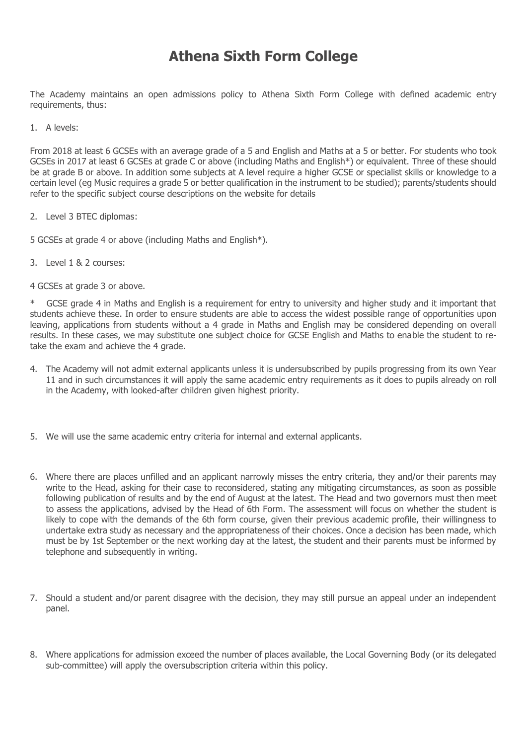# Athena Sixth Form College

The Academy maintains an open admissions policy to Athena Sixth Form College with defined academic entry requirements, thus:

1. A levels:

From 2018 at least 6 GCSEs with an average grade of a 5 and English and Maths at a 5 or better. For students who took GCSEs in 2017 at least 6 GCSEs at grade C or above (including Maths and English*) or equivalent. Three of these should be at grade B or above. In addition some subjects at A level require a higher GCSE or specialist skills or knowledge to a certain level (eg Music requires a grade 5 or better qualification in the instrument to be studied); parents/students should refer to the specific subject course descriptions on the website for details

2. Level 3 BTEC diplomas:

5 GCSEs at grade 4 or above (including Maths and English*).

3. Level 1 & 2 courses:

4 GCSEs at grade 3 or above.

\* GCSE grade 4 in Maths and English is a requirement for entry to university and higher study and it important that students achieve these. In order to ensure students are able to access the widest possible range of opportunities upon leaving, applications from students without a 4 grade in Maths and English may be considered depending on overall results. In these cases, we may substitute one subject choice for GCSE English and Maths to enable the student to re-take the exam and achieve the 4 grade.

4. The Academy will not admit external applicants unless it is undersubscribed by pupils progressing from its own Year 11 and in such circumstances it will apply the same academic entry requirements as it does to pupils already on roll in the Academy, with looked-after children given highest priority.

5. We will use the same academic entry criteria for internal and external applicants.

6. Where there are places unfilled and an applicant narrowly misses the entry criteria, they and/or their parents may write to the Head, asking for their case to reconsidered, stating any mitigating circumstances, as soon as possible following publication of results and by the end of August at the latest. The Head and two governors must then meet to assess the applications, advised by the Head of 6th Form. The assessment will focus on whether the student is likely to cope with the demands of the 6th form course, given their previous academic profile, their willingness to undertake extra study as necessary and the appropriateness of their choices. Once a decision has been made, which must be by 1st September or the next working day at the latest, the student and their parents must be informed by telephone and subsequently in writing.

7. Should a student and/or parent disagree with the decision, they may still pursue an appeal under an independent panel.

8. Where applications for admission exceed the number of places available, the Local Governing Body (or its delegated sub-committee) will apply the oversubscription criteria within this policy.